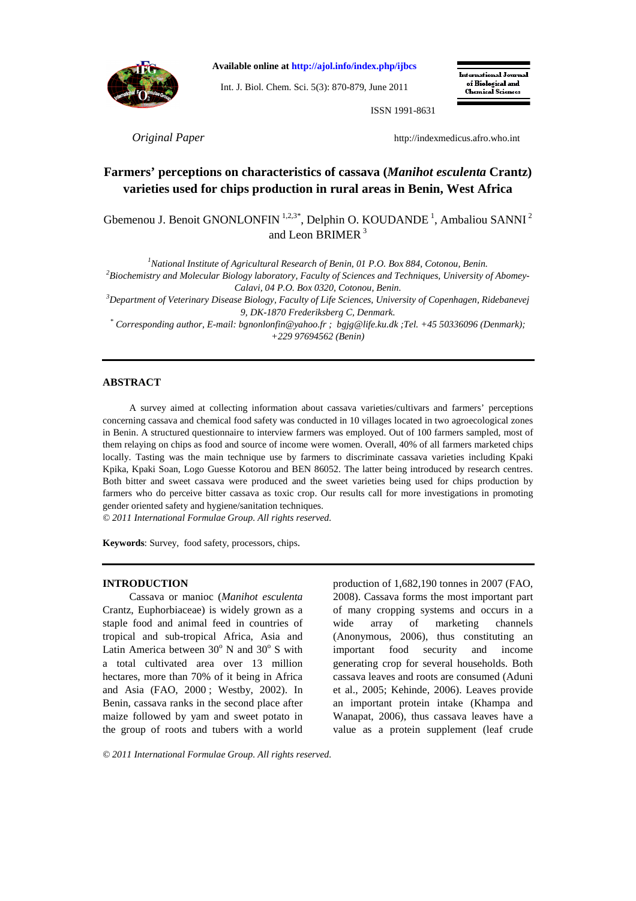*Original Paper*

# Farmers' perceptions on characteristics of cassava (*Manihot esculenta* Crantz) varieties used for chips production in rural areas in Benin, West Africa

Gbemenou J. Benoit GNONLONFIN [1,2,3*], Delphin O. KOUDANDE [1], Ambaliou SANNI [2] and Leon BRIMER [3]

[1] *National Institute of Agricultural Research of Benin, 01 P.O. Box 884, Cotonou, Benin.*
[2] *Biochemistry and Molecular Biology laboratory, Faculty of Sciences and Techniques, University of Abomey-Calavi, 04 P.O. Box 0320, Cotonou, Benin.*
[3] *Department of Veterinary Disease Biology, Faculty of Life Sciences, University of Copenhagen, Ridebanevej 9, DK-1870 Frederiksberg C, Denmark.*
[*] *Corresponding author, E-mail: bgnonlonfin@yahoo.fr ; bgjg@life.ku.dk ;Tel. +45 50336096 (Denmark); +229 97694562 (Benin)*

## ABSTRACT

A survey aimed at collecting information about cassava varieties/cultivars and farmers' perceptions concerning cassava and chemical food safety was conducted in 10 villages located in two agroecological zones in Benin. A structured questionnaire to interview farmers was employed. Out of 100 farmers sampled, most of them relaying on chips as food and source of income were women. Overall, 40% of all farmers marketed chips locally. Tasting was the main technique use by farmers to discriminate cassava varieties including Kpaki Kpika, Kpaki Soan, Logo Guesse Kotorou and BEN 86052. The latter being introduced by research centres. Both bitter and sweet cassava were produced and the sweet varieties being used for chips production by farmers who do perceive bitter cassava as toxic crop. Our results call for more investigations in promoting gender oriented safety and hygiene/sanitation techniques.

*© 2011 International Formulae Group. All rights reserved.*

**Keywords**: Survey, food safety, processors, chips.

## INTRODUCTION

Cassava or manioc (*Manihot esculenta* Crantz, Euphorbiaceae) is widely grown as a staple food and animal feed in countries of tropical and sub-tropical Africa, Asia and Latin America between 30° N and 30° S with a total cultivated area over 13 million hectares, more than 70% of it being in Africa and Asia (FAO, 2000 ; Westby, 2002). In Benin, cassava ranks in the second place after maize followed by yam and sweet potato in the group of roots and tubers with a world production of 1,682,190 tonnes in 2007 (FAO, 2008). Cassava forms the most important part of many cropping systems and occurs in a wide array of marketing channels (Anonymous, 2006), thus constituting an important food security and income generating crop for several households. Both cassava leaves and roots are consumed (Aduni et al., 2005; Kehinde, 2006). Leaves provide an important protein intake (Khampa and Wanapat, 2006), thus cassava leaves have a value as a protein supplement (leaf crude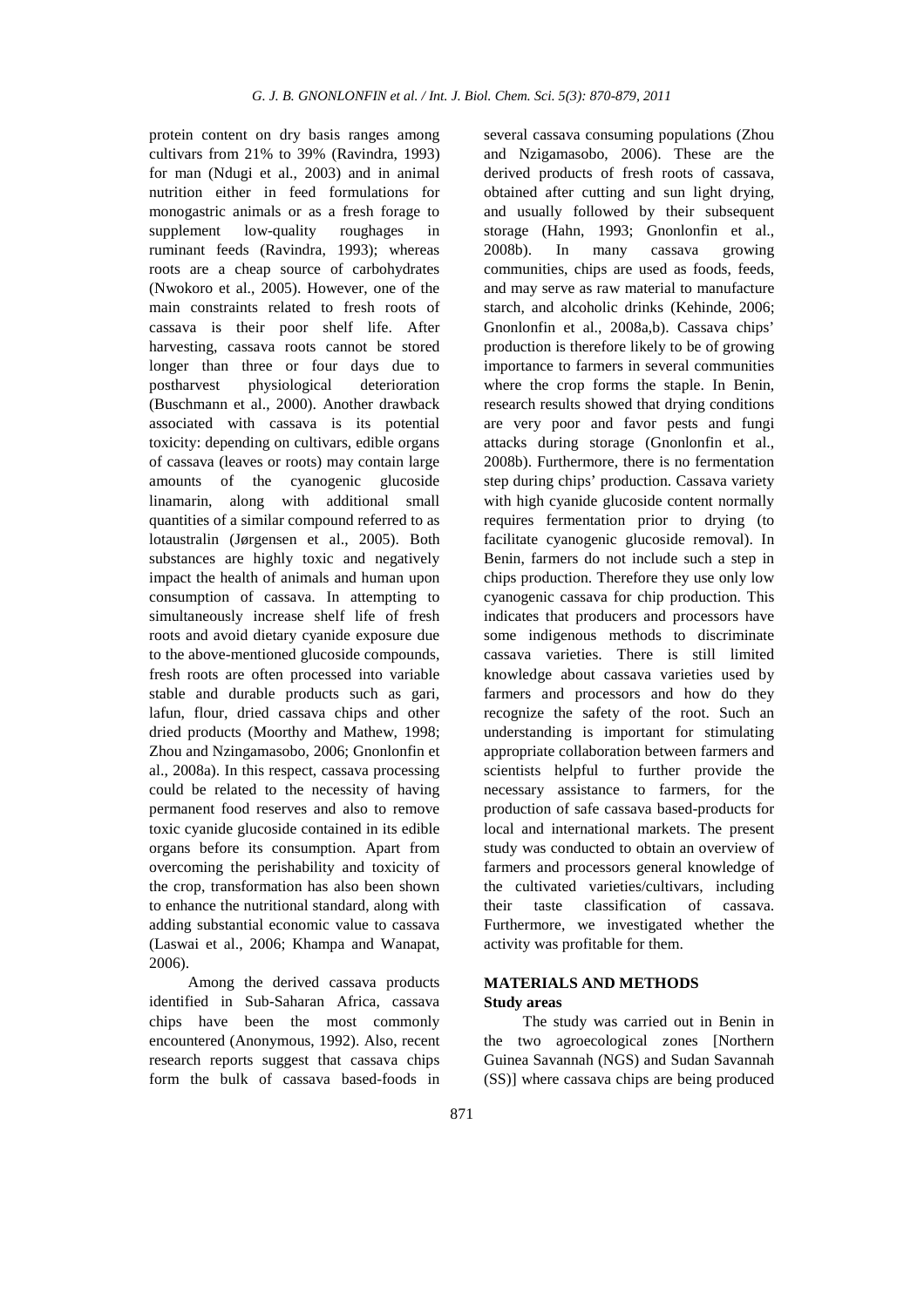protein content on dry basis ranges among cultivars from 21% to 39% (Ravindra, 1993) for man (Ndugi et al., 2003) and in animal nutrition either in feed formulations for monogastric animals or as a fresh forage to supplement low-quality roughages in ruminant feeds (Ravindra, 1993); whereas roots are a cheap source of carbohydrates (Nwokoro et al., 2005). However, one of the main constraints related to fresh roots of cassava is their poor shelf life. After harvesting, cassava roots cannot be stored longer than three or four days due to postharvest physiological deterioration (Buschmann et al., 2000). Another drawback associated with cassava is its potential toxicity: depending on cultivars, edible organs of cassava (leaves or roots) may contain large amounts of the cyanogenic glucoside linamarin, along with additional small quantities of a similar compound referred to as lotaustralin (Jørgensen et al., 2005). Both substances are highly toxic and negatively impact the health of animals and human upon consumption of cassava. In attempting to simultaneously increase shelf life of fresh roots and avoid dietary cyanide exposure due to the above-mentioned glucoside compounds, fresh roots are often processed into variable stable and durable products such as gari, lafun, flour, dried cassava chips and other dried products (Moorthy and Mathew, 1998; Zhou and Nzingamasobo, 2006; Gnonlonfin et al., 2008a). In this respect, cassava processing could be related to the necessity of having permanent food reserves and also to remove toxic cyanide glucoside contained in its edible organs before its consumption. Apart from overcoming the perishability and toxicity of the crop, transformation has also been shown to enhance the nutritional standard, along with adding substantial economic value to cassava (Laswai et al., 2006; Khampa and Wanapat, 2006).

Among the derived cassava products identified in Sub-Saharan Africa, cassava chips have been the most commonly encountered (Anonymous, 1992). Also, recent research reports suggest that cassava chips form the bulk of cassava based-foods in several cassava consuming populations (Zhou and Nzigamasobo, 2006). These are the derived products of fresh roots of cassava, obtained after cutting and sun light drying, and usually followed by their subsequent storage (Hahn, 1993; Gnonlonfin et al., 2008b). In many cassava growing communities, chips are used as foods, feeds, and may serve as raw material to manufacture starch, and alcoholic drinks (Kehinde, 2006; Gnonlonfin et al., 2008a,b). Cassava chips' production is therefore likely to be of growing importance to farmers in several communities where the crop forms the staple. In Benin, research results showed that drying conditions are very poor and favor pests and fungi attacks during storage (Gnonlonfin et al., 2008b). Furthermore, there is no fermentation step during chips' production. Cassava variety with high cyanide glucoside content normally requires fermentation prior to drying (to facilitate cyanogenic glucoside removal). In Benin, farmers do not include such a step in chips production. Therefore they use only low cyanogenic cassava for chip production. This indicates that producers and processors have some indigenous methods to discriminate cassava varieties. There is still limited knowledge about cassava varieties used by farmers and processors and how do they recognize the safety of the root. Such an understanding is important for stimulating appropriate collaboration between farmers and scientists helpful to further provide the necessary assistance to farmers, for the production of safe cassava based-products for local and international markets. The present study was conducted to obtain an overview of farmers and processors general knowledge of the cultivated varieties/cultivars, including their taste classification of cassava. Furthermore, we investigated whether the activity was profitable for them.

## MATERIALS AND METHODS

### Study areas

The study was carried out in Benin in the two agroecological zones [Northern Guinea Savannah (NGS) and Sudan Savannah (SS)] where cassava chips are being produced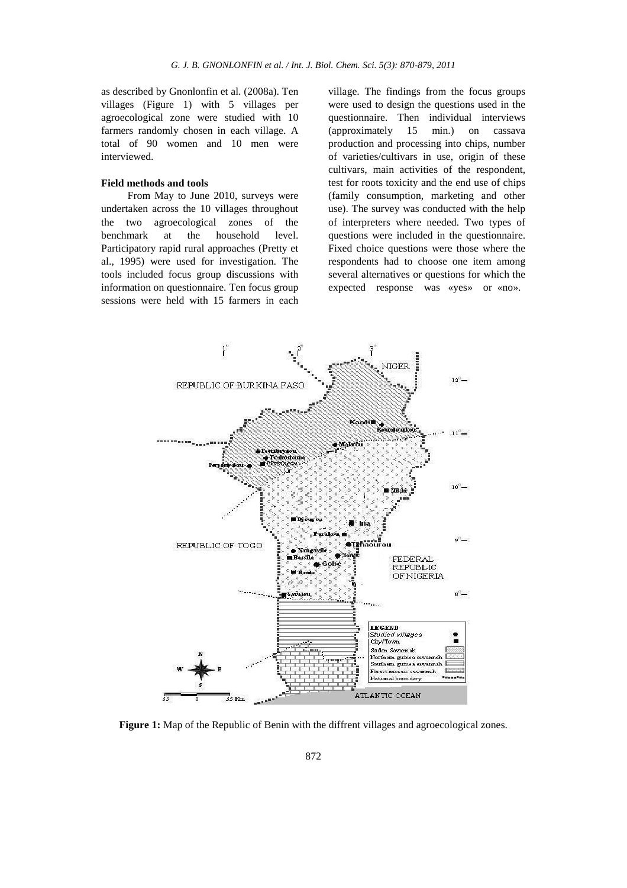as described by Gnonlonfin et al. (2008a). Ten villages (Figure 1) with 5 villages per agroecological zone were studied with 10 farmers randomly chosen in each village. A total of 90 women and 10 men were interviewed.

### Field methods and tools

From May to June 2010, surveys were undertaken across the 10 villages throughout the two agroecological zones of the benchmark at the household level. Participatory rapid rural approaches (Pretty et al., 1995) were used for investigation. The tools included focus group discussions with information on questionnaire. Ten focus group sessions were held with 15 farmers in each village. The findings from the focus groups were used to design the questions used in the questionnaire. Then individual interviews (approximately 15 min.) on cassava production and processing into chips, number of varieties/cultivars in use, origin of these cultivars, main activities of the respondent, test for roots toxicity and the end use of chips (family consumption, marketing and other use). The survey was conducted with the help of interpreters where needed. Two types of questions were included in the questionnaire. Fixed choice questions were those where the respondents had to choose one item among several alternatives or questions for which the expected response was «yes» or «no».

**Figure 1:** Map of the Republic of Benin with the diffrent villages and agroecological zones.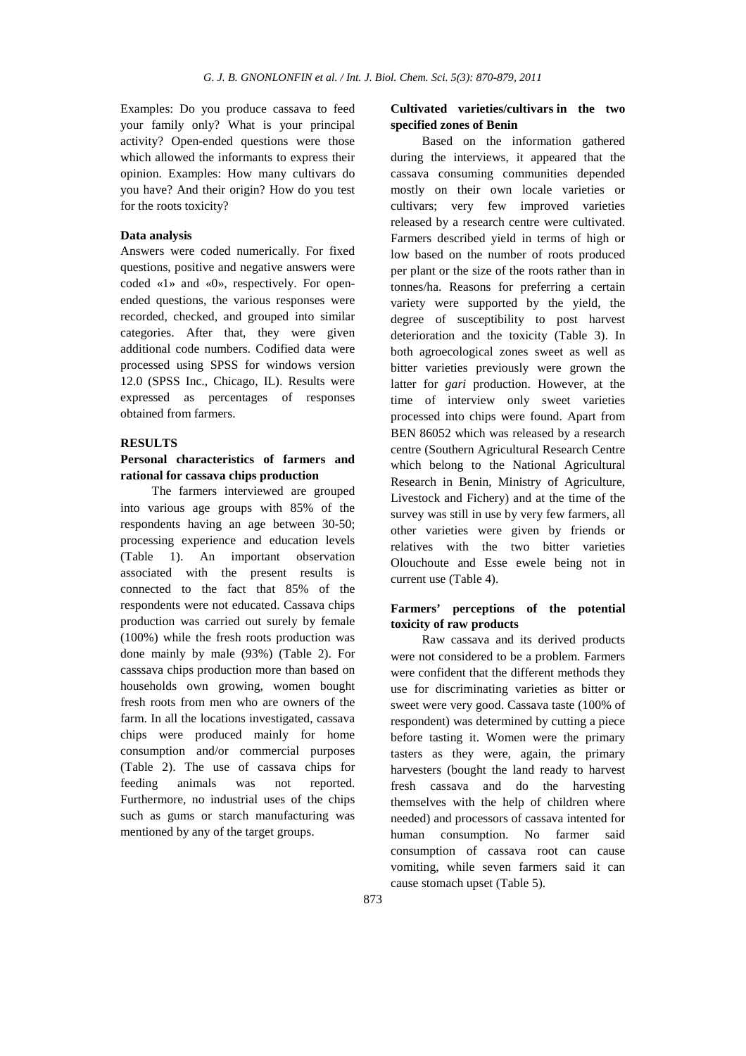Examples: Do you produce cassava to feed your family only? What is your principal activity? Open-ended questions were those which allowed the informants to express their opinion. Examples: How many cultivars do you have? And their origin? How do you test for the roots toxicity?

### Data analysis

Answers were coded numerically. For fixed questions, positive and negative answers were coded «1» and «0», respectively. For open-ended questions, the various responses were recorded, checked, and grouped into similar categories. After that, they were given additional code numbers. Codified data were processed using SPSS for windows version 12.0 (SPSS Inc., Chicago, IL). Results were expressed as percentages of responses obtained from farmers.

## RESULTS

### Personal characteristics of farmers and rational for cassava chips production

The farmers interviewed are grouped into various age groups with 85% of the respondents having an age between 30-50; processing experience and education levels (Table 1). An important observation associated with the present results is connected to the fact that 85% of the respondents were not educated. Cassava chips production was carried out surely by female (100%) while the fresh roots production was done mainly by male (93%) (Table 2). For casssava chips production more than based on households own growing, women bought fresh roots from men who are owners of the farm. In all the locations investigated, cassava chips were produced mainly for home consumption and/or commercial purposes (Table 2). The use of cassava chips for feeding animals was not reported. Furthermore, no industrial uses of the chips such as gums or starch manufacturing was mentioned by any of the target groups.

### Cultivated varieties/cultivars in the two specified zones of Benin

Based on the information gathered during the interviews, it appeared that the cassava consuming communities depended mostly on their own locale varieties or cultivars; very few improved varieties released by a research centre were cultivated. Farmers described yield in terms of high or low based on the number of roots produced per plant or the size of the roots rather than in tonnes/ha. Reasons for preferring a certain variety were supported by the yield, the degree of susceptibility to post harvest deterioration and the toxicity (Table 3). In both agroecological zones sweet as well as bitter varieties previously were grown the latter for *gari* production. However, at the time of interview only sweet varieties processed into chips were found. Apart from BEN 86052 which was released by a research centre (Southern Agricultural Research Centre which belong to the National Agricultural Research in Benin, Ministry of Agriculture, Livestock and Fichery) and at the time of the survey was still in use by very few farmers, all other varieties were given by friends or relatives with the two bitter varieties Olouchoute and Esse ewele being not in current use (Table 4).

### Farmers' perceptions of the potential toxicity of raw products

Raw cassava and its derived products were not considered to be a problem. Farmers were confident that the different methods they use for discriminating varieties as bitter or sweet were very good. Cassava taste (100% of respondent) was determined by cutting a piece before tasting it. Women were the primary tasters as they were, again, the primary harvesters (bought the land ready to harvest fresh cassava and do the harvesting themselves with the help of children where needed) and processors of cassava intented for human consumption. No farmer said consumption of cassava root can cause vomiting, while seven farmers said it can cause stomach upset (Table 5).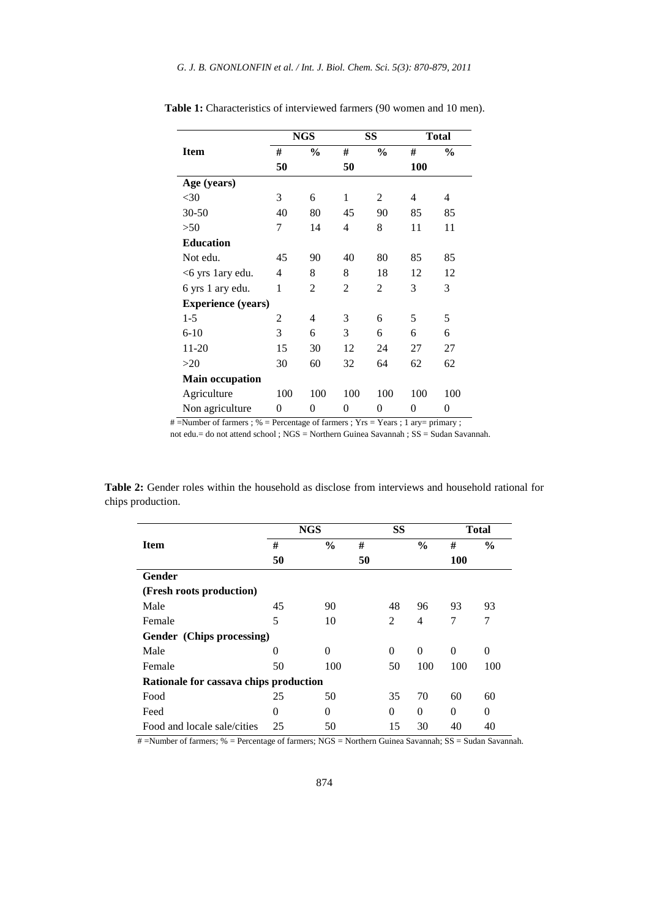**Table 1:** Characteristics of interviewed farmers (90 women and 10 men).

| Item | NGS | | SS | | Total | |
|---|---|---|---|---|---|---|
| | # | % | # | % | # | % |
| | 50 | | 50 | | 100 | |
| **Age (years)** | | | | | | |
| <30 | 3 | 6 | 1 | 2 | 4 | 4 |
| 30-50 | 40 | 80 | 45 | 90 | 85 | 85 |
| >50 | 7 | 14 | 4 | 8 | 11 | 11 |
| **Education** | | | | | | |
| Not edu. | 45 | 90 | 40 | 80 | 85 | 85 |
| <6 yrs 1ary edu. | 4 | 8 | 8 | 18 | 12 | 12 |
| 6 yrs 1 ary edu. | 1 | 2 | 2 | 2 | 3 | 3 |
| **Experience (years)** | | | | | | |
| 1-5 | 2 | 4 | 3 | 6 | 5 | 5 |
| 6-10 | 3 | 6 | 3 | 6 | 6 | 6 |
| 11-20 | 15 | 30 | 12 | 24 | 27 | 27 |
| >20 | 30 | 60 | 32 | 64 | 62 | 62 |
| **Main occupation** | | | | | | |
| Agriculture | 100 | 100 | 100 | 100 | 100 | 100 |
| Non agriculture | 0 | 0 | 0 | 0 | 0 | 0 |

# =Number of farmers ; % = Percentage of farmers ; Yrs = Years ; 1 ary= primary ; not edu.= do not attend school ; NGS = Northern Guinea Savannah ; SS = Sudan Savannah.

**Table 2:** Gender roles within the household as disclose from interviews and household rational for chips production.

| Item | NGS | | SS | | Total | |
|---|---|---|---|---|---|---|
| | # | % | # | % | # | % |
| | 50 | | 50 | | 100 | |
| **Gender** | | | | | | |
| **(Fresh roots production)** | | | | | | |
| Male | 45 | 90 | 48 | 96 | 93 | 93 |
| Female | 5 | 10 | 2 | 4 | 7 | 7 |
| **Gender (Chips processing)** | | | | | | |
| Male | 0 | 0 | 0 | 0 | 0 | 0 |
| Female | 50 | 100 | 50 | 100 | 100 | 100 |
| **Rationale for cassava chips production** | | | | | | |
| Food | 25 | 50 | 35 | 70 | 60 | 60 |
| Feed | 0 | 0 | 0 | 0 | 0 | 0 |
| Food and locale sale/cities | 25 | 50 | 15 | 30 | 40 | 40 |

# =Number of farmers; % = Percentage of farmers; NGS = Northern Guinea Savannah; SS = Sudan Savannah.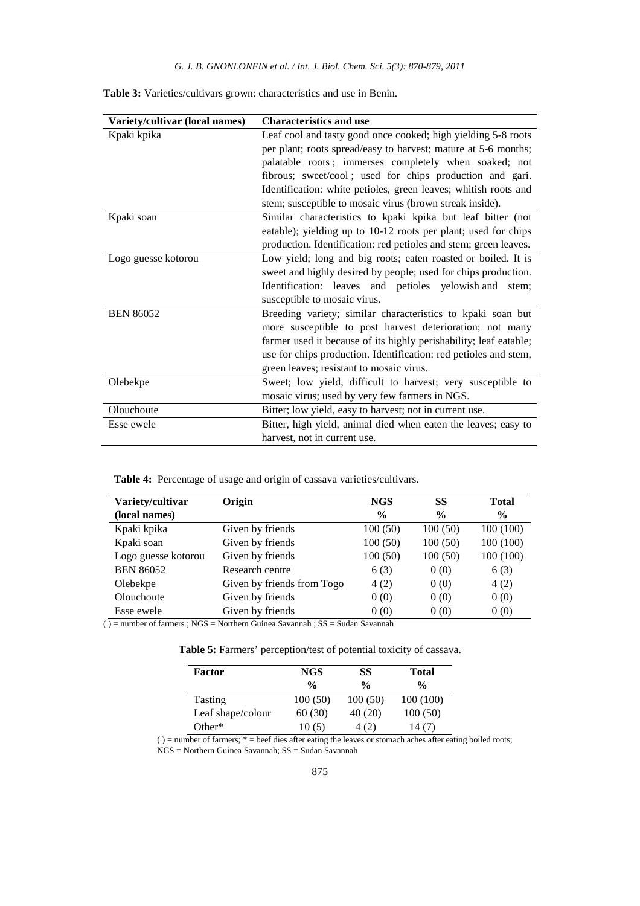**Table 3:** Varieties/cultivars grown: characteristics and use in Benin.

| Variety/cultivar (local names) | Characteristics and use |
|---|---|
| Kpaki kpika | Leaf cool and tasty good once cooked; high yielding 5-8 roots per plant; roots spread/easy to harvest; mature at 5-6 months; palatable roots ; immerses completely when soaked; not fibrous; sweet/cool ; used for chips production and gari. Identification: white petioles, green leaves; whitish roots and stem; susceptible to mosaic virus (brown streak inside). |
| Kpaki soan | Similar characteristics to kpaki kpika but leaf bitter (not eatable); yielding up to 10-12 roots per plant; used for chips production. Identification: red petioles and stem; green leaves. |
| Logo guesse kotorou | Low yield; long and big roots; eaten roasted or boiled. It is sweet and highly desired by people; used for chips production. Identification: leaves and petioles yelowish and stem; susceptible to mosaic virus. |
| BEN 86052 | Breeding variety; similar characteristics to kpaki soan but more susceptible to post harvest deterioration; not many farmer used it because of its highly perishability; leaf eatable; use for chips production. Identification: red petioles and stem, green leaves; resistant to mosaic virus. |
| Olebekpe | Sweet; low yield, difficult to harvest; very susceptible to mosaic virus; used by very few farmers in NGS. |
| Olouchoute | Bitter; low yield, easy to harvest; not in current use. |
| Esse ewele | Bitter, high yield, animal died when eaten the leaves; easy to harvest, not in current use. |

**Table 4:** Percentage of usage and origin of cassava varieties/cultivars.

| Variety/cultivar (local names) | Origin | NGS % | SS % | Total % |
|---|---|---|---|---|
| Kpaki kpika | Given by friends | 100 (50) | 100 (50) | 100 (100) |
| Kpaki soan | Given by friends | 100 (50) | 100 (50) | 100 (100) |
| Logo guesse kotorou | Given by friends | 100 (50) | 100 (50) | 100 (100) |
| BEN 86052 | Research centre | 6 (3) | 0 (0) | 6 (3) |
| Olebekpe | Given by friends from Togo | 4 (2) | 0 (0) | 4 (2) |
| Olouchoute | Given by friends | 0 (0) | 0 (0) | 0 (0) |
| Esse ewele | Given by friends | 0 (0) | 0 (0) | 0 (0) |

( ) = number of farmers ; NGS = Northern Guinea Savannah ; SS = Sudan Savannah

**Table 5:** Farmers' perception/test of potential toxicity of cassava.

| Factor | NGS % | SS % | Total % |
|---|---|---|---|
| Tasting | 100 (50) | 100 (50) | 100 (100) |
| Leaf shape/colour | 60 (30) | 40 (20) | 100 (50) |
| Other* | 10 (5) | 4 (2) | 14 (7) |

( ) = number of farmers; * = beef dies after eating the leaves or stomach aches after eating boiled roots; NGS = Northern Guinea Savannah; SS = Sudan Savannah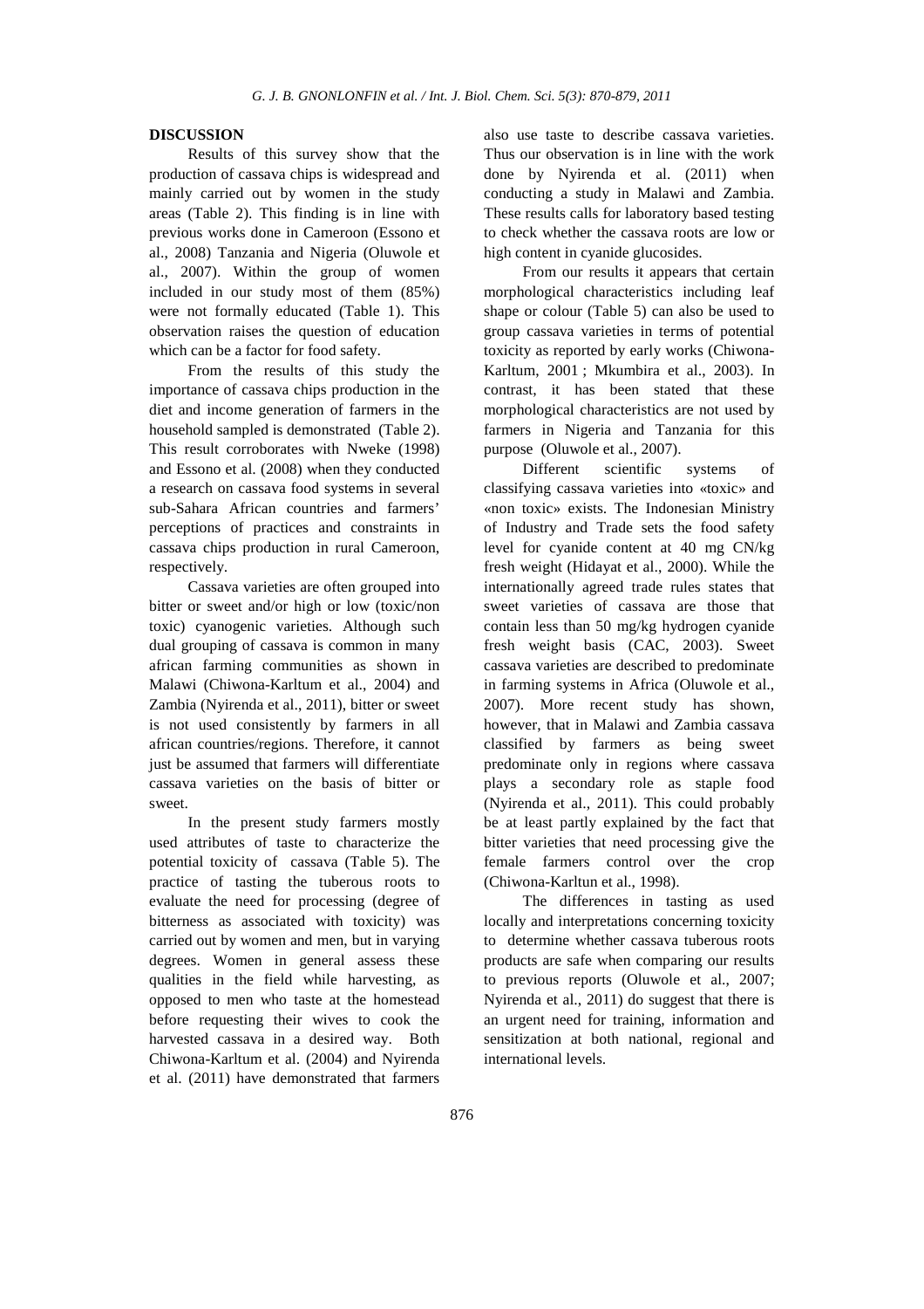## DISCUSSION

Results of this survey show that the production of cassava chips is widespread and mainly carried out by women in the study areas (Table 2). This finding is in line with previous works done in Cameroon (Essono et al., 2008) Tanzania and Nigeria (Oluwole et al., 2007). Within the group of women included in our study most of them (85%) were not formally educated (Table 1). This observation raises the question of education which can be a factor for food safety.

From the results of this study the importance of cassava chips production in the diet and income generation of farmers in the household sampled is demonstrated (Table 2). This result corroborates with Nweke (1998) and Essono et al. (2008) when they conducted a research on cassava food systems in several sub-Sahara African countries and farmers' perceptions of practices and constraints in cassava chips production in rural Cameroon, respectively.

Cassava varieties are often grouped into bitter or sweet and/or high or low (toxic/non toxic) cyanogenic varieties. Although such dual grouping of cassava is common in many african farming communities as shown in Malawi (Chiwona-Karltum et al., 2004) and Zambia (Nyirenda et al., 2011), bitter or sweet is not used consistently by farmers in all african countries/regions. Therefore, it cannot just be assumed that farmers will differentiate cassava varieties on the basis of bitter or sweet.

In the present study farmers mostly used attributes of taste to characterize the potential toxicity of cassava (Table 5). The practice of tasting the tuberous roots to evaluate the need for processing (degree of bitterness as associated with toxicity) was carried out by women and men, but in varying degrees. Women in general assess these qualities in the field while harvesting, as opposed to men who taste at the homestead before requesting their wives to cook the harvested cassava in a desired way. Both Chiwona-Karltum et al. (2004) and Nyirenda et al. (2011) have demonstrated that farmers also use taste to describe cassava varieties. Thus our observation is in line with the work done by Nyirenda et al. (2011) when conducting a study in Malawi and Zambia. These results calls for laboratory based testing to check whether the cassava roots are low or high content in cyanide glucosides.

From our results it appears that certain morphological characteristics including leaf shape or colour (Table 5) can also be used to group cassava varieties in terms of potential toxicity as reported by early works (Chiwona-Karltum, 2001 ; Mkumbira et al., 2003). In contrast, it has been stated that these morphological characteristics are not used by farmers in Nigeria and Tanzania for this purpose (Oluwole et al., 2007).

Different scientific systems of classifying cassava varieties into «toxic» and «non toxic» exists. The Indonesian Ministry of Industry and Trade sets the food safety level for cyanide content at 40 mg CN/kg fresh weight (Hidayat et al., 2000). While the internationally agreed trade rules states that sweet varieties of cassava are those that contain less than 50 mg/kg hydrogen cyanide fresh weight basis (CAC, 2003). Sweet cassava varieties are described to predominate in farming systems in Africa (Oluwole et al., 2007). More recent study has shown, however, that in Malawi and Zambia cassava classified by farmers as being sweet predominate only in regions where cassava plays a secondary role as staple food (Nyirenda et al., 2011). This could probably be at least partly explained by the fact that bitter varieties that need processing give the female farmers control over the crop (Chiwona-Karltun et al., 1998).

The differences in tasting as used locally and interpretations concerning toxicity to determine whether cassava tuberous roots products are safe when comparing our results to previous reports (Oluwole et al., 2007; Nyirenda et al., 2011) do suggest that there is an urgent need for training, information and sensitization at both national, regional and international levels.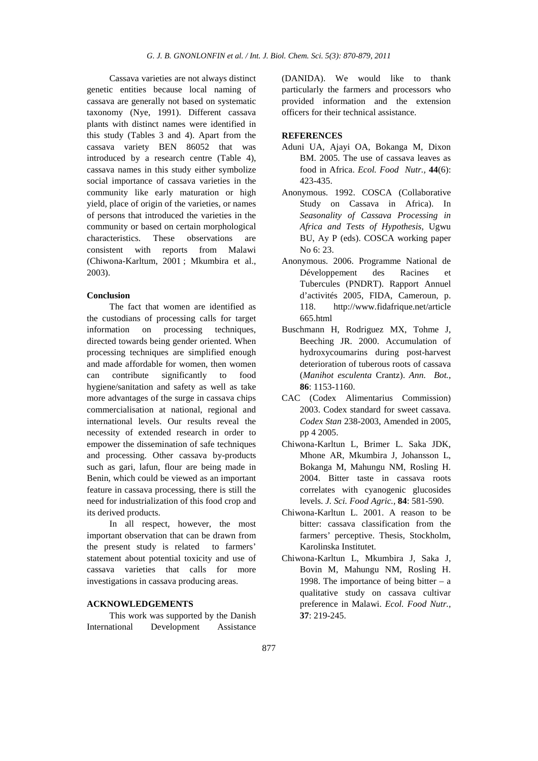Cassava varieties are not always distinct genetic entities because local naming of cassava are generally not based on systematic taxonomy (Nye, 1991). Different cassava plants with distinct names were identified in this study (Tables 3 and 4). Apart from the cassava variety BEN 86052 that was introduced by a research centre (Table 4), cassava names in this study either symbolize social importance of cassava varieties in the community like early maturation or high yield, place of origin of the varieties, or names of persons that introduced the varieties in the community or based on certain morphological characteristics. These observations are consistent with reports from Malawi (Chiwona-Karltum, 2001 ; Mkumbira et al., 2003).

#### Conclusion

The fact that women are identified as the custodians of processing calls for target information on processing techniques, directed towards being gender oriented. When processing techniques are simplified enough and made affordable for women, then women can contribute significantly to food hygiene/sanitation and safety as well as take more advantages of the surge in cassava chips commercialisation at national, regional and international levels. Our results reveal the necessity of extended research in order to empower the dissemination of safe techniques and processing. Other cassava by-products such as gari, lafun, flour are being made in Benin, which could be viewed as an important feature in cassava processing, there is still the need for industrialization of this food crop and its derived products.

In all respect, however, the most important observation that can be drawn from the present study is related to farmers' statement about potential toxicity and use of cassava varieties that calls for more investigations in cassava producing areas.

### ACKNOWLEDGEMENTS

This work was supported by the Danish International Development Assistance (DANIDA). We would like to thank particularly the farmers and processors who provided information and the extension officers for their technical assistance.

### REFERENCES

Aduni UA, Ajayi OA, Bokanga M, Dixon BM. 2005. The use of cassava leaves as food in Africa. *Ecol. Food Nutr.,* **44**(6): 423-435.

Anonymous. 1992. COSCA (Collaborative Study on Cassava in Africa). In *Seasonality of Cassava Processing in Africa and Tests of Hypothesis*, Ugwu BU, Ay P (eds). COSCA working paper No 6: 23.

Anonymous. 2006. Programme National de Développement des Racines et Tubercules (PNDRT). Rapport Annuel d'activités 2005, FIDA, Cameroun, p. 118. http://www.fidafrique.net/article665.html

Buschmann H, Rodriguez MX, Tohme J, Beeching JR. 2000. Accumulation of hydroxycoumarins during post-harvest deterioration of tuberous roots of cassava (*Manihot esculenta* Crantz). *Ann. Bot.,* **86**: 1153-1160.

CAC (Codex Alimentarius Commission) 2003. Codex standard for sweet cassava. *Codex Stan* 238-2003, Amended in 2005, pp 4 2005.

Chiwona-Karltun L, Brimer L. Saka JDK, Mhone AR, Mkumbira J, Johansson L, Bokanga M, Mahungu NM, Rosling H. 2004. Bitter taste in cassava roots correlates with cyanogenic glucosides levels. *J. Sci. Food Agric.,* **84**: 581-590.

Chiwona-Karltun L. 2001. A reason to be bitter: cassava classification from the farmers' perceptive. Thesis, Stockholm, Karolinska Institutet.

Chiwona-Karltun L, Mkumbira J, Saka J, Bovin M, Mahungu NM, Rosling H. 1998. The importance of being bitter – a qualitative study on cassava cultivar preference in Malawi. *Ecol. Food Nutr.,* **37**: 219-245.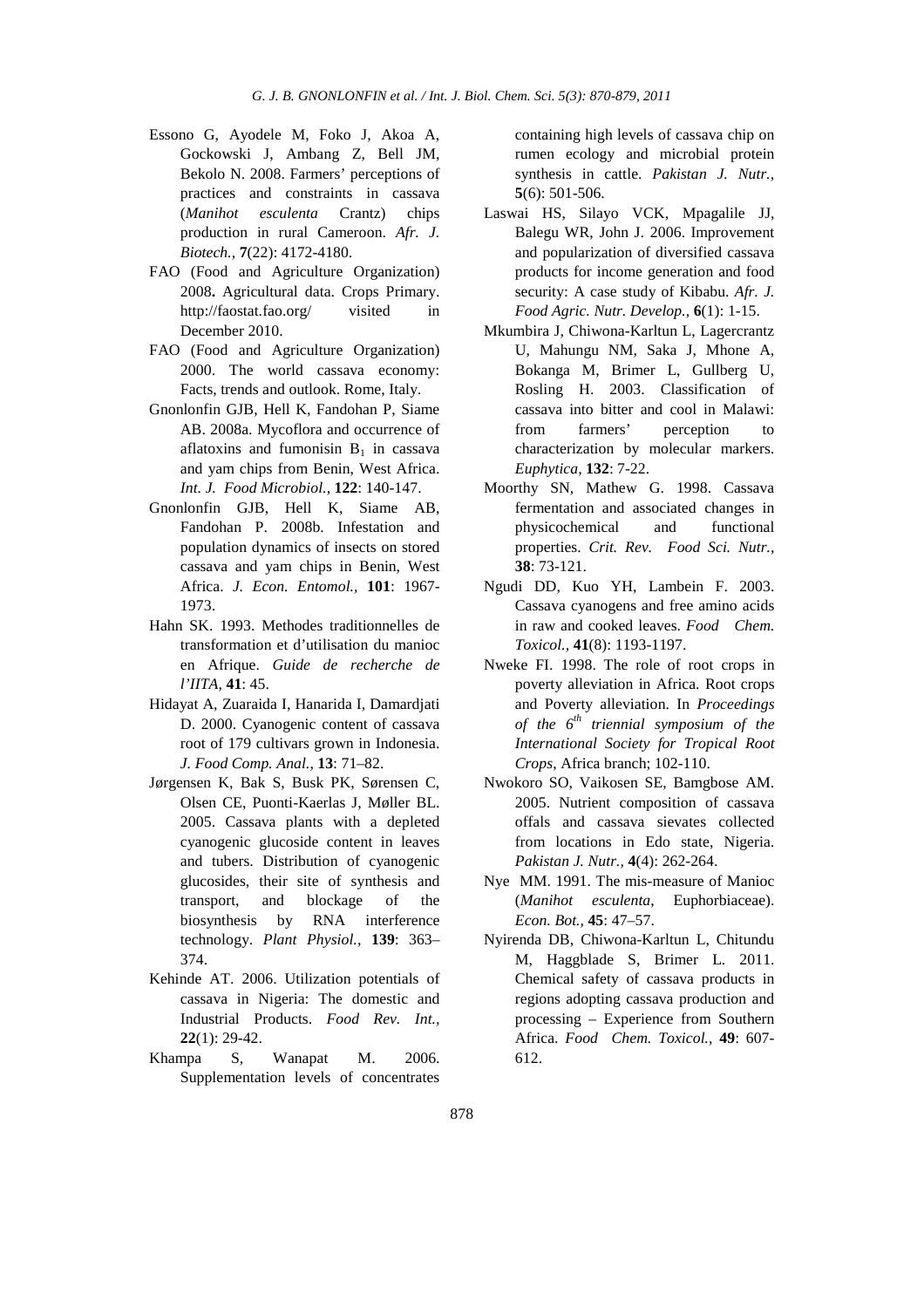Essono G, Ayodele M, Foko J, Akoa A, Gockowski J, Ambang Z, Bell JM, Bekolo N. 2008. Farmers' perceptions of practices and constraints in cassava (*Manihot esculenta* Crantz) chips production in rural Cameroon. *Afr. J. Biotech.,* **7**(22): 4172-4180.

FAO (Food and Agriculture Organization) 2008**.** Agricultural data. Crops Primary. http://faostat.fao.org/ visited in December 2010.

FAO (Food and Agriculture Organization) 2000. The world cassava economy: Facts, trends and outlook. Rome, Italy.

Gnonlonfin GJB, Hell K, Fandohan P, Siame AB. 2008a. Mycoflora and occurrence of aflatoxins and fumonisin $B_1$ in cassava and yam chips from Benin, West Africa. *Int. J. Food Microbiol.,* **122**: 140-147.

Gnonlonfin GJB, Hell K, Siame AB, Fandohan P. 2008b. Infestation and population dynamics of insects on stored cassava and yam chips in Benin, West Africa. *J. Econ. Entomol.,* **101**: 1967-1973.

Hahn SK. 1993. Methodes traditionnelles de transformation et d'utilisation du manioc en Afrique. *Guide de recherche de l'IITA,* **41**: 45.

Hidayat A, Zuaraida I, Hanarida I, Damardjati D. 2000. Cyanogenic content of cassava root of 179 cultivars grown in Indonesia. *J. Food Comp. Anal.,* **13**: 71–82.

Jørgensen K, Bak S, Busk PK, Sørensen C, Olsen CE, Puonti-Kaerlas J, Møller BL. 2005. Cassava plants with a depleted cyanogenic glucoside content in leaves and tubers. Distribution of cyanogenic glucosides, their site of synthesis and transport, and blockage of the biosynthesis by RNA interference technology. *Plant Physiol.,* **139**: 363–374.

Kehinde AT. 2006. Utilization potentials of cassava in Nigeria: The domestic and Industrial Products. *Food Rev. Int.,* **22**(1): 29-42.

Khampa S, Wanapat M. 2006. Supplementation levels of concentrates containing high levels of cassava chip on rumen ecology and microbial protein synthesis in cattle. *Pakistan J. Nutr.,* **5**(6): 501-506.

Laswai HS, Silayo VCK, Mpagalile JJ, Balegu WR, John J. 2006. Improvement and popularization of diversified cassava products for income generation and food security: A case study of Kibabu. *Afr. J. Food Agric. Nutr. Develop.,* **6**(1): 1-15.

Mkumbira J, Chiwona-Karltun L, Lagercrantz U, Mahungu NM, Saka J, Mhone A, Bokanga M, Brimer L, Gullberg U, Rosling H. 2003. Classification of cassava into bitter and cool in Malawi: from farmers' perception to characterization by molecular markers. *Euphytica,* **132**: 7-22.

Moorthy SN, Mathew G. 1998. Cassava fermentation and associated changes in physicochemical and functional properties. *Crit. Rev. Food Sci. Nutr.,* **38**: 73-121.

Ngudi DD, Kuo YH, Lambein F. 2003. Cassava cyanogens and free amino acids in raw and cooked leaves. *Food Chem. Toxicol.,* **41**(8): 1193-1197.

Nweke FI. 1998. The role of root crops in poverty alleviation in Africa. Root crops and Poverty alleviation. In *Proceedings of the 6th triennial symposium of the International Society for Tropical Root Crops*, Africa branch; 102-110.

Nwokoro SO, Vaikosen SE, Bamgbose AM. 2005. Nutrient composition of cassava offals and cassava sievates collected from locations in Edo state, Nigeria. *Pakistan J. Nutr.,* **4**(4): 262-264.

Nye MM. 1991. The mis-measure of Manioc (*Manihot esculenta*, Euphorbiaceae). *Econ. Bot.,* **45**: 47–57.

Nyirenda DB, Chiwona-Karltun L, Chitundu M, Haggblade S, Brimer L. 2011. Chemical safety of cassava products in regions adopting cassava production and processing – Experience from Southern Africa. *Food Chem. Toxicol.,* **49**: 607-612.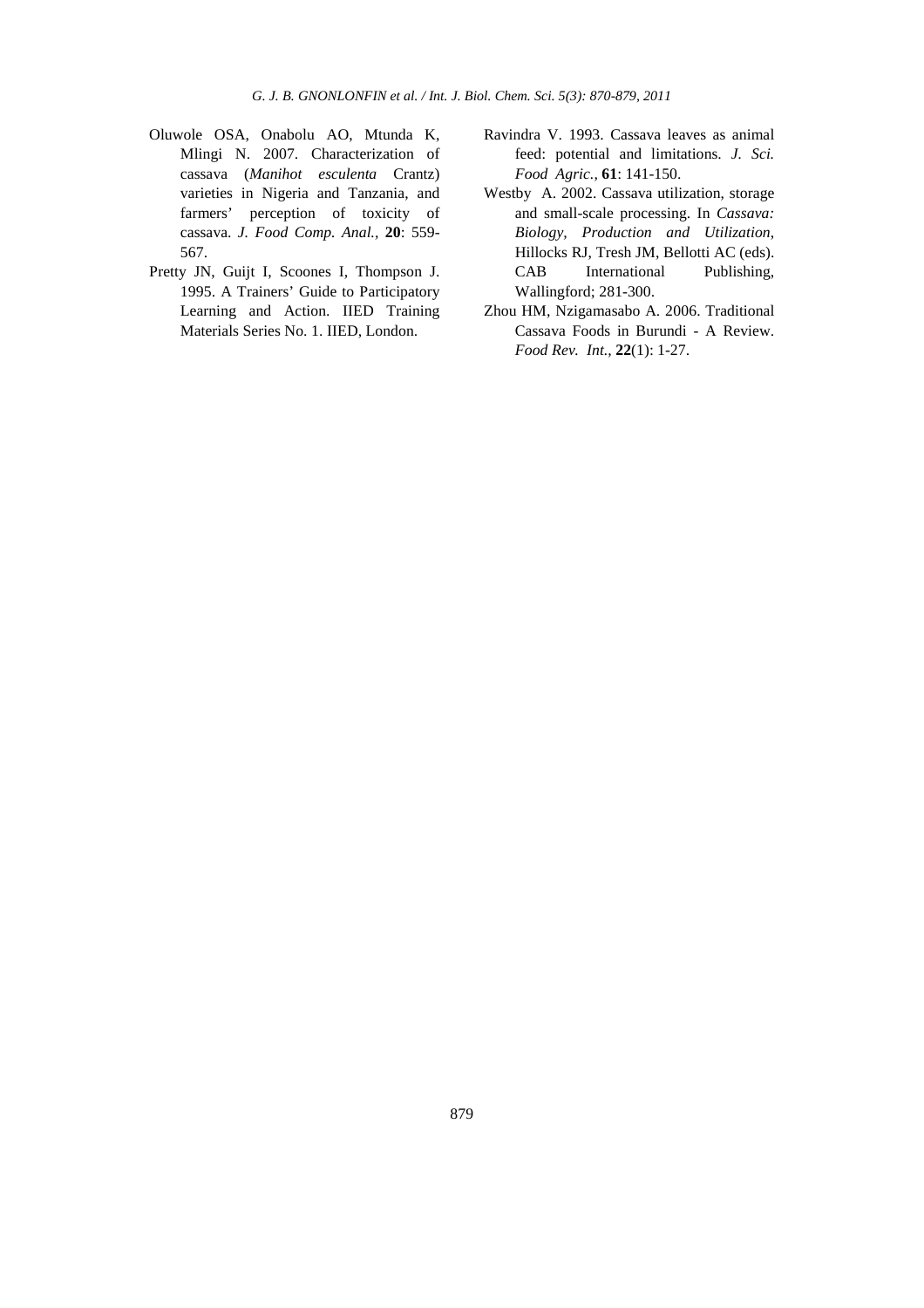Oluwole OSA, Onabolu AO, Mtunda K, Mlingi N. 2007. Characterization of cassava (*Manihot esculenta* Crantz) varieties in Nigeria and Tanzania, and farmers' perception of toxicity of cassava. *J. Food Comp. Anal.*, **20**: 559-567.

Pretty JN, Guijt I, Scoones I, Thompson J. 1995. A Trainers' Guide to Participatory Learning and Action. IIED Training Materials Series No. 1. IIED, London.

Ravindra V. 1993. Cassava leaves as animal feed: potential and limitations. *J. Sci. Food Agric.*, **61**: 141-150.

Westby A. 2002. Cassava utilization, storage and small-scale processing. In *Cassava: Biology, Production and Utilization*, Hillocks RJ, Tresh JM, Bellotti AC (eds). CAB International Publishing, Wallingford; 281-300.

Zhou HM, Nzigamasabo A. 2006. Traditional Cassava Foods in Burundi - A Review. *Food Rev. Int.*, **22**(1): 1-27.